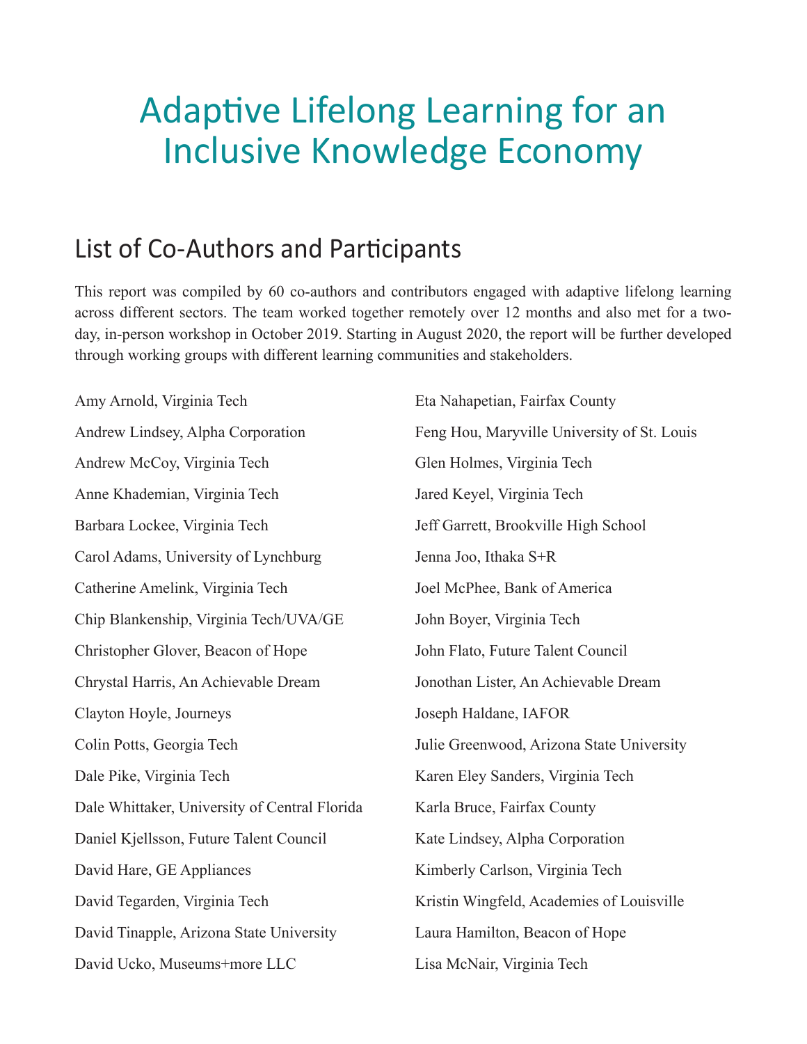# Adaptive Lifelong Learning for an Inclusive Knowledge Economy

## List of Co-Authors and Participants

This report was compiled by 60 co-authors and contributors engaged with adaptive lifelong learning across different sectors. The team worked together remotely over 12 months and also met for a two-day, in-person workshop in October 2019. Starting in August 2020, the report will be further developed through working groups with different learning communities and stakeholders.

Amy Arnold, Virginia Tech

Andrew Lindsey, Alpha Corporation

Andrew McCoy, Virginia Tech

Anne Khademian, Virginia Tech

Barbara Lockee, Virginia Tech

Carol Adams, University of Lynchburg

Catherine Amelink, Virginia Tech

Chip Blankenship, Virginia Tech/UVA/GE

Christopher Glover, Beacon of Hope

Chrystal Harris, An Achievable Dream

Clayton Hoyle, Journeys

Colin Potts, Georgia Tech

Dale Pike, Virginia Tech

Dale Whittaker, University of Central Florida

Daniel Kjellsson, Future Talent Council

David Hare, GE Appliances

David Tegarden, Virginia Tech

David Tinapple, Arizona State University

David Ucko, Museums+more LLC

Eta Nahapetian, Fairfax County

Feng Hou, Maryville University of St. Louis

Glen Holmes, Virginia Tech

Jared Keyel, Virginia Tech

Jeff Garrett, Brookville High School

Jenna Joo, Ithaka S+R

Joel McPhee, Bank of America

John Boyer, Virginia Tech

John Flato, Future Talent Council

Jonothan Lister, An Achievable Dream

Joseph Haldane, IAFOR

Julie Greenwood, Arizona State University

Karen Eley Sanders, Virginia Tech

Karla Bruce, Fairfax County

Kate Lindsey, Alpha Corporation

Kimberly Carlson, Virginia Tech

Kristin Wingfeld, Academies of Louisville

Laura Hamilton, Beacon of Hope

Lisa McNair, Virginia Tech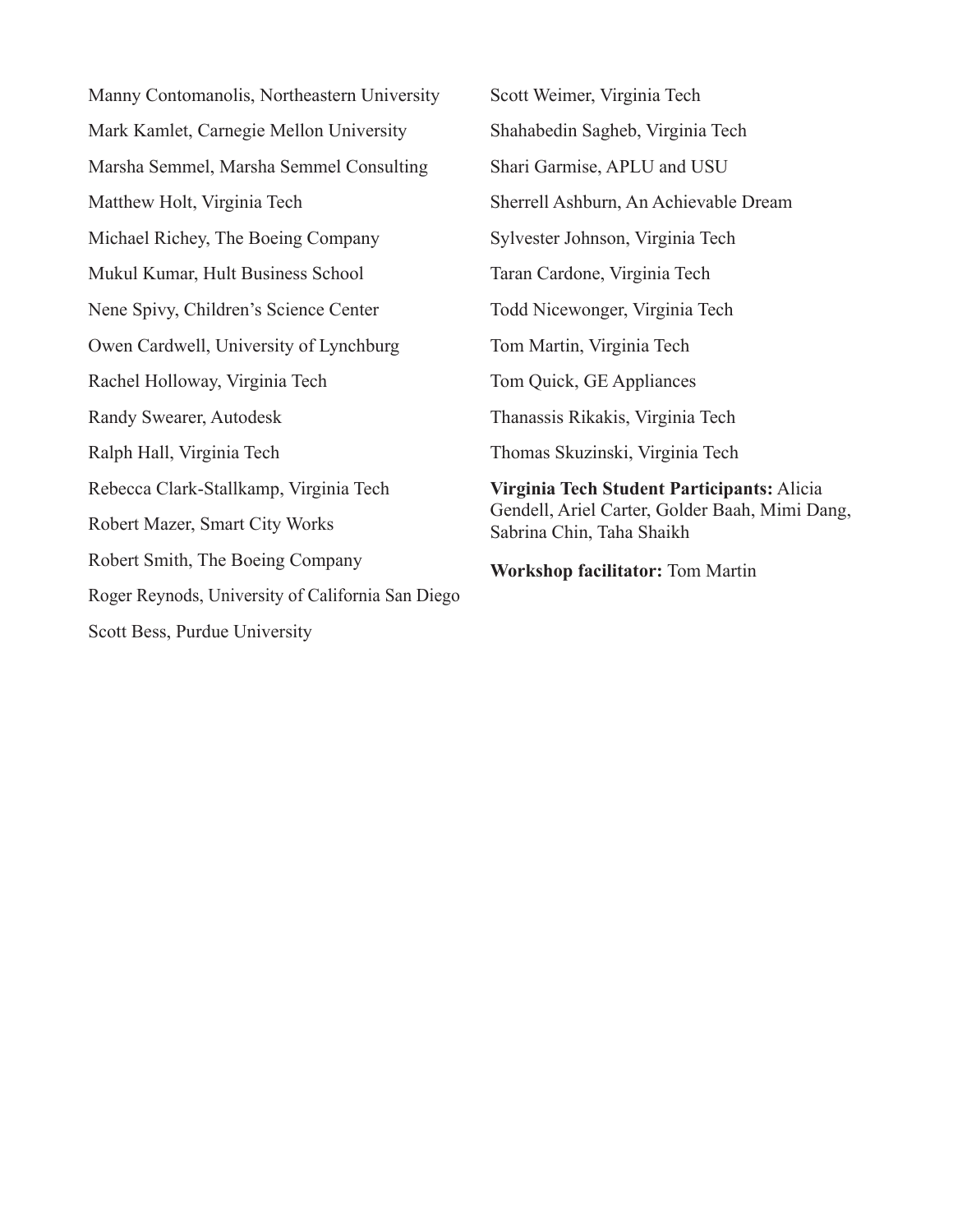Manny Contomanolis, Northeastern University

Mark Kamlet, Carnegie Mellon University

Marsha Semmel, Marsha Semmel Consulting

Matthew Holt, Virginia Tech

Michael Richey, The Boeing Company

Mukul Kumar, Hult Business School

Nene Spivy, Children's Science Center

Owen Cardwell, University of Lynchburg

Rachel Holloway, Virginia Tech

Randy Swearer, Autodesk

Ralph Hall, Virginia Tech

Rebecca Clark-Stallkamp, Virginia Tech

Robert Mazer, Smart City Works

Robert Smith, The Boeing Company

Roger Reynods, University of California San Diego

Scott Bess, Purdue University

Scott Weimer, Virginia Tech

Shahabedin Sagheb, Virginia Tech

Shari Garmise, APLU and USU

Sherrell Ashburn, An Achievable Dream

Sylvester Johnson, Virginia Tech

Taran Cardone, Virginia Tech

Todd Nicewonger, Virginia Tech

Tom Martin, Virginia Tech

Tom Quick, GE Appliances

Thanassis Rikakis, Virginia Tech

Thomas Skuzinski, Virginia Tech

**Virginia Tech Student Participants:** Alicia Gendell, Ariel Carter, Golder Baah, Mimi Dang, Sabrina Chin, Taha Shaikh

**Workshop facilitator:** Tom Martin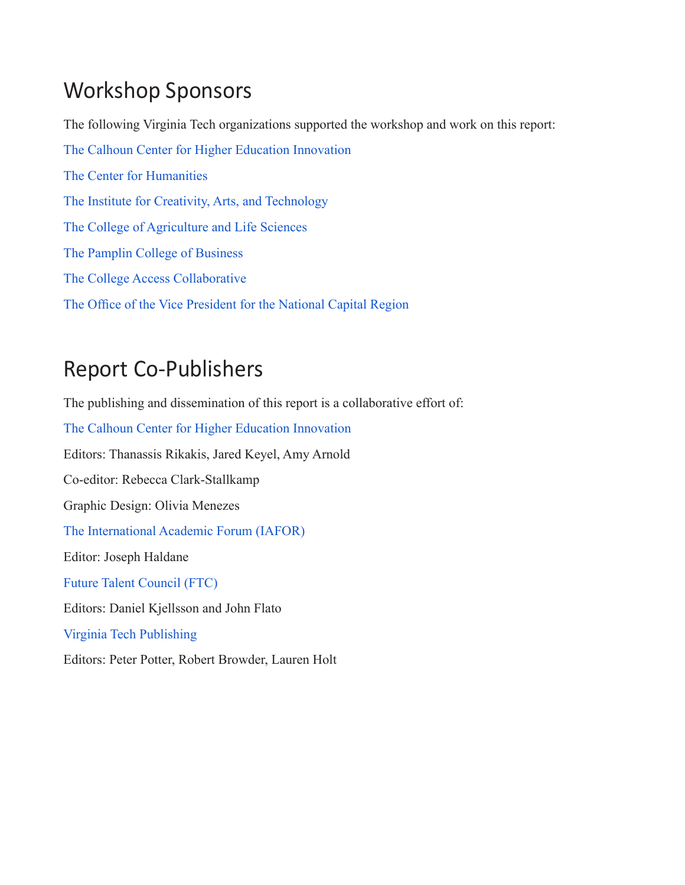# Workshop Sponsors

The following Virginia Tech organizations supported the workshop and work on this report:

The Calhoun Center for Higher Education Innovation

The Center for Humanities

The Institute for Creativity, Arts, and Technology

The College of Agriculture and Life Sciences

The Pamplin College of Business

The College Access Collaborative

The Office of the Vice President for the National Capital Region

# Report Co-Publishers

The publishing and dissemination of this report is a collaborative effort of:

The Calhoun Center for Higher Education Innovation

Editors: Thanassis Rikakis, Jared Keyel, Amy Arnold

Co-editor: Rebecca Clark-Stallkamp

Graphic Design: Olivia Menezes

The International Academic Forum (IAFOR)

Editor: Joseph Haldane

Future Talent Council (FTC)

Editors: Daniel Kjellsson and John Flato

Virginia Tech Publishing

Editors: Peter Potter, Robert Browder, Lauren Holt